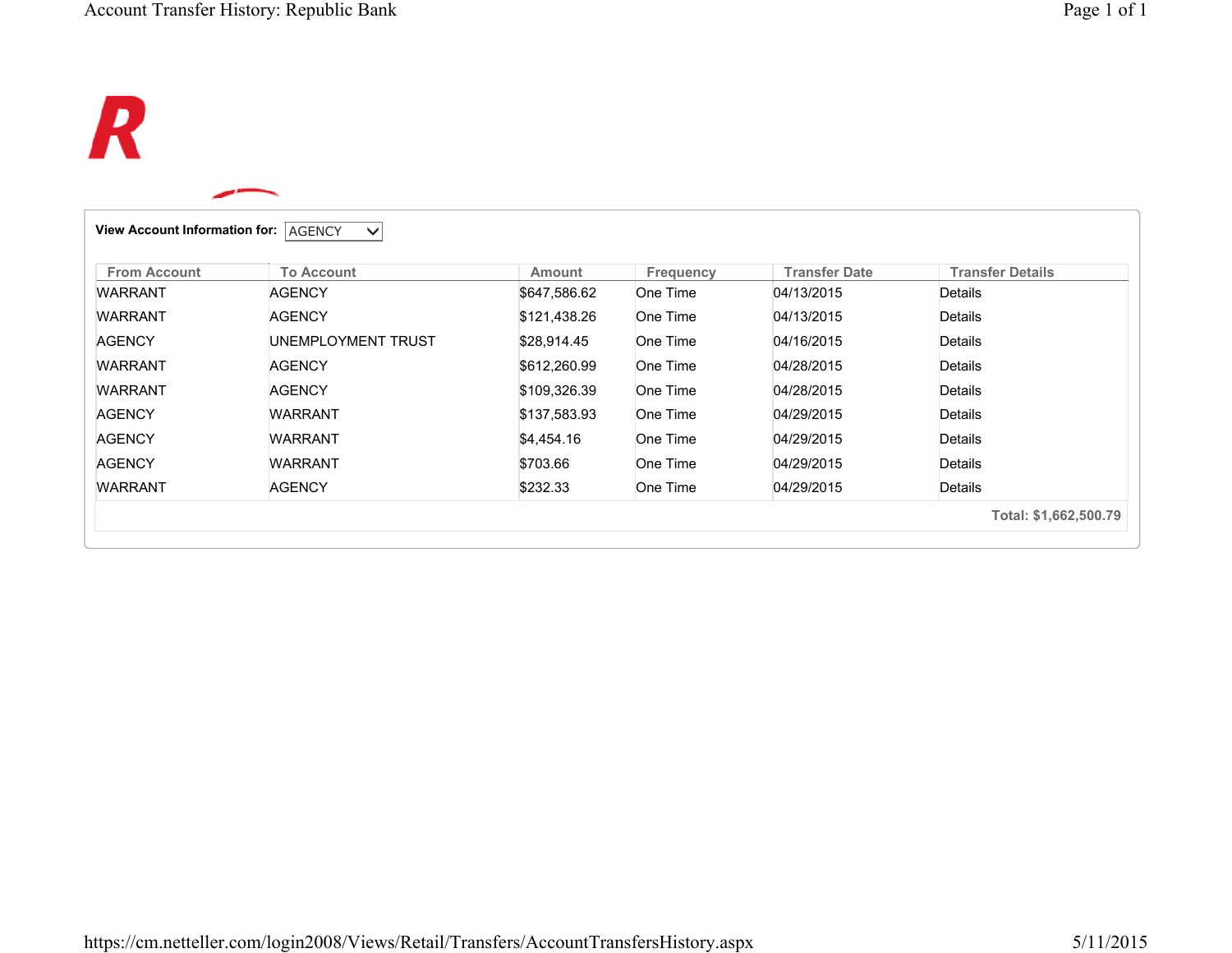View Account Information for: AGENCY

| From Account | To Account | Amount | Frequency | Transfer Date | Transfer Details |
|---|---|---|---|---|---|
| WARRANT | AGENCY | $647,586.62 | One Time | 04/13/2015 | Details |
| WARRANT | AGENCY | $121,438.26 | One Time | 04/13/2015 | Details |
| AGENCY | UNEMPLOYMENT TRUST | $28,914.45 | One Time | 04/16/2015 | Details |
| WARRANT | AGENCY | $612,260.99 | One Time | 04/28/2015 | Details |
| WARRANT | AGENCY | $109,326.39 | One Time | 04/28/2015 | Details |
| AGENCY | WARRANT | $137,583.93 | One Time | 04/29/2015 | Details |
| AGENCY | WARRANT | $4,454.16 | One Time | 04/29/2015 | Details |
| AGENCY | WARRANT | $703.66 | One Time | 04/29/2015 | Details |
| WARRANT | AGENCY | $232.33 | One Time | 04/29/2015 | Details |
| | | | | | **Total: $1,662,500.79** |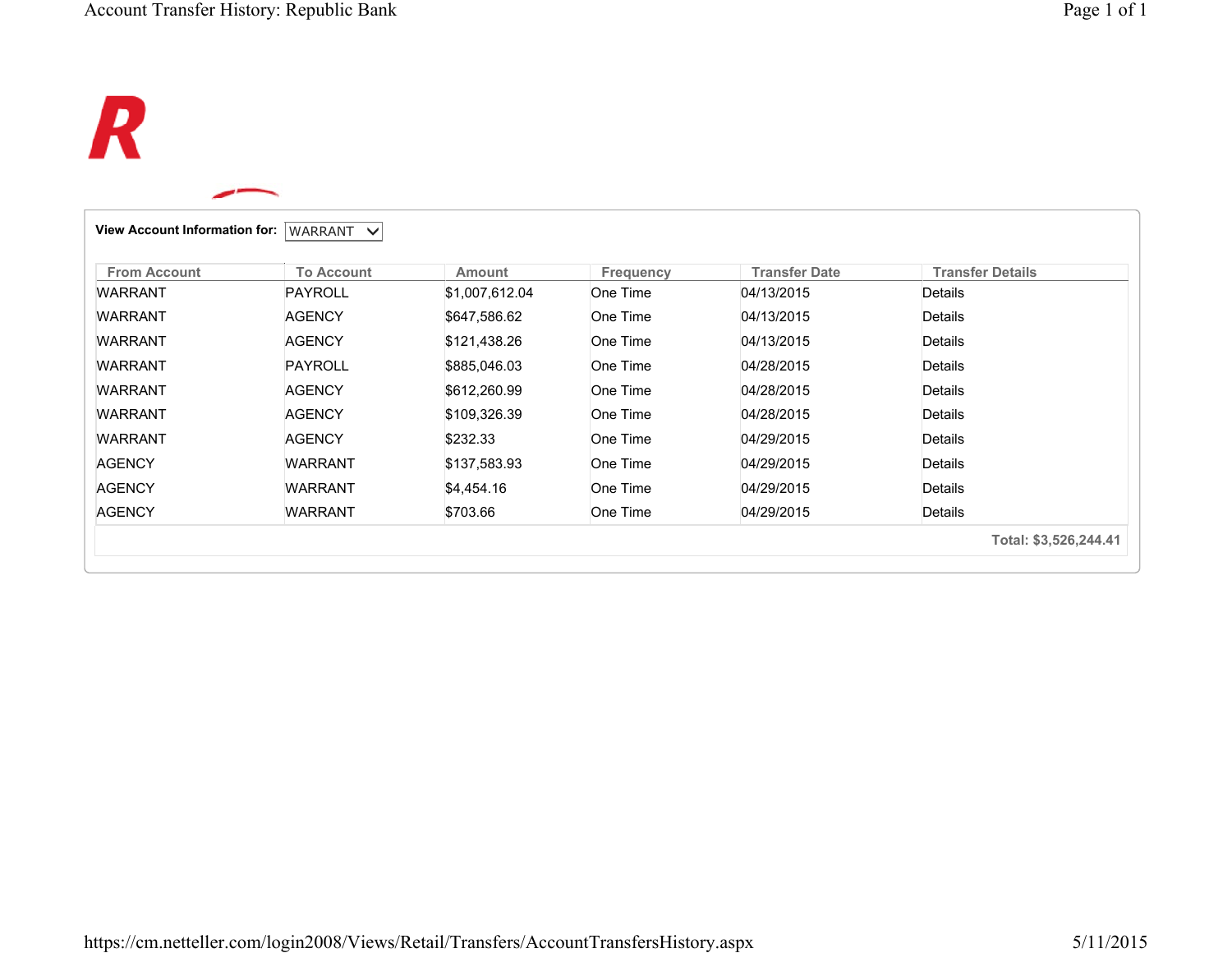**View Account Information for:** WARRANT

| From Account | To Account | Amount | Frequency | Transfer Date | Transfer Details |
|---|---|---|---|---|---|
| WARRANT | PAYROLL | $1,007,612.04 | One Time | 04/13/2015 | Details |
| WARRANT | AGENCY | $647,586.62 | One Time | 04/13/2015 | Details |
| WARRANT | AGENCY | $121,438.26 | One Time | 04/13/2015 | Details |
| WARRANT | PAYROLL | $885,046.03 | One Time | 04/28/2015 | Details |
| WARRANT | AGENCY | $612,260.99 | One Time | 04/28/2015 | Details |
| WARRANT | AGENCY | $109,326.39 | One Time | 04/28/2015 | Details |
| WARRANT | AGENCY | $232.33 | One Time | 04/29/2015 | Details |
| AGENCY | WARRANT | $137,583.93 | One Time | 04/29/2015 | Details |
| AGENCY | WARRANT | $4,454.16 | One Time | 04/29/2015 | Details |
| AGENCY | WARRANT | $703.66 | One Time | 04/29/2015 | Details |

**Total: $3,526,244.41**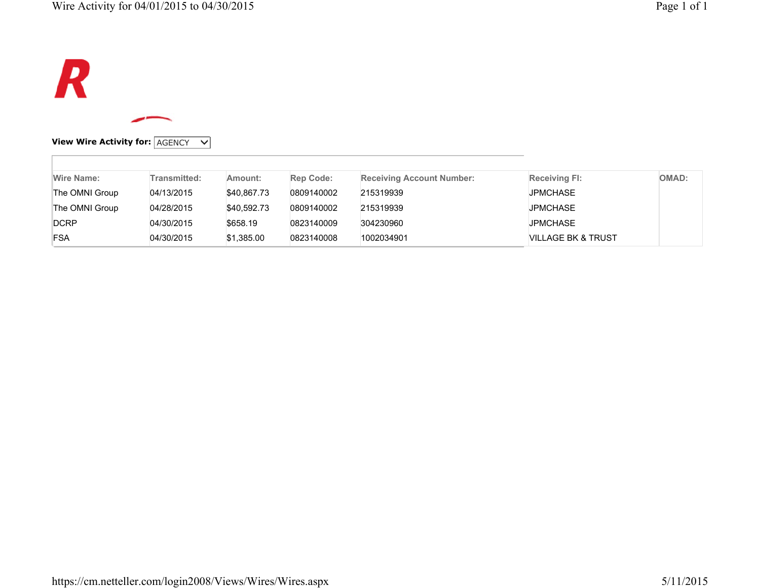**View Wire Activity for:** AGENCY

| Wire Name: | Transmitted: | Amount: | Rep Code: | Receiving Account Number: | Receiving FI: | OMAD: |
|---|---|---|---|---|---|---|
| The OMNI Group | 04/13/2015 | $40,867.73 | 0809140002 | 215319939 | JPMCHASE | |
| The OMNI Group | 04/28/2015 | $40,592.73 | 0809140002 | 215319939 | JPMCHASE | |
| DCRP | 04/30/2015 | $658.19 | 0823140009 | 304230960 | JPMCHASE | |
| FSA | 04/30/2015 | $1,385.00 | 0823140008 | 1002034901 | VILLAGE BK & TRUST | |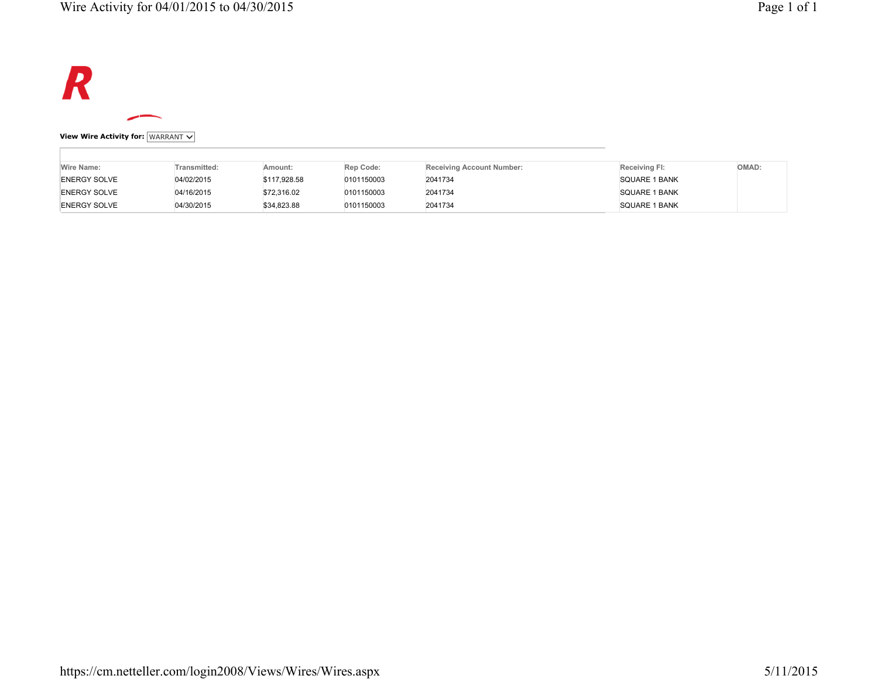**View Wire Activity for:** WARRANT

| Wire Name: | Transmitted: | Amount: | Rep Code: | Receiving Account Number: | Receiving FI: | OMAD: |
|---|---|---|---|---|---|---|
| ENERGY SOLVE | 04/02/2015 | $117,928.58 | 0101150003 | 2041734 | SQUARE 1 BANK | |
| ENERGY SOLVE | 04/16/2015 | $72,316.02 | 0101150003 | 2041734 | SQUARE 1 BANK | |
| ENERGY SOLVE | 04/30/2015 | $34,823.88 | 0101150003 | 2041734 | SQUARE 1 BANK | |